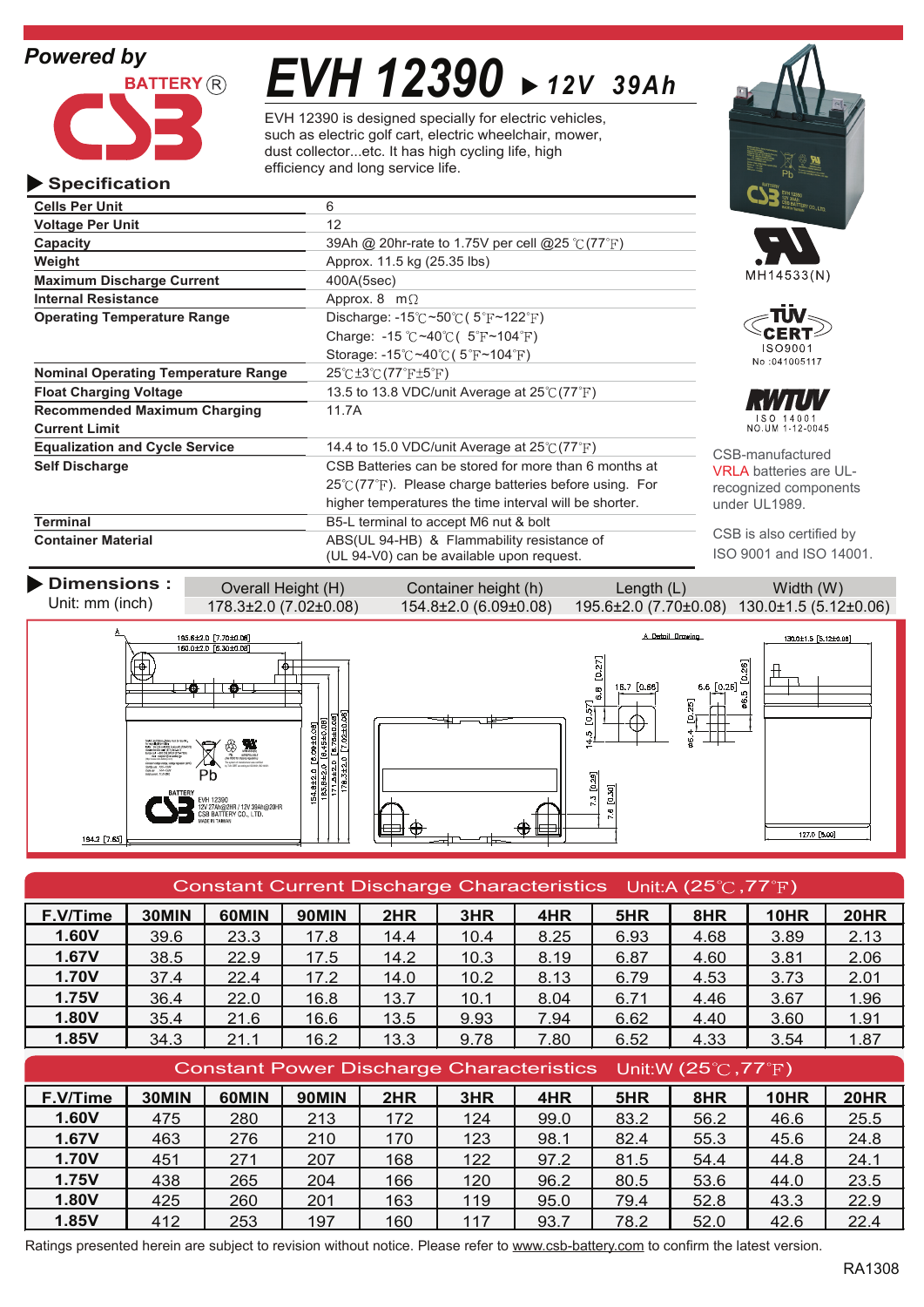Powered by

BATTERY ®

# EVH 12390 ▶ 12V 39Ah

EVH 12390 is designed specially for electric vehicles, such as electric golf cart, electric wheelchair, mower, dust collector...etc. It has high cycling life, high efficiency and long service life.

## ▶ Specification

| | |
|---|---|
| **Cells Per Unit** | 6 |
| **Voltage Per Unit** | 12 |
| **Capacity** | 39Ah @ 20hr-rate to 1.75V per cell @25 ℃(77℉) |
| **Weight** | Approx. 11.5 kg (25.35 lbs) |
| **Maximum Discharge Current** | 400A(5sec) |
| **Internal Resistance** | Approx. 8 mΩ |
| **Operating Temperature Range** | Discharge: -15℃~50℃( 5℉~122℉)<br>Charge: -15 ℃~40℃( 5℉~104℉)<br>Storage: -15℃~40℃( 5℉~104℉) |
| **Nominal Operating Temperature Range** | 25℃±3℃(77℉±5℉) |
| **Float Charging Voltage** | 13.5 to 13.8 VDC/unit Average at 25℃(77℉) |
| **Recommended Maximum Charging Current Limit** | 11.7A |
| **Equalization and Cycle Service** | 14.4 to 15.0 VDC/unit Average at 25℃(77℉) |
| **Self Discharge** | CSB Batteries can be stored for more than 6 months at 25℃(77℉). Please charge batteries before using. For higher temperatures the time interval will be shorter. |
| **Terminal** | B5-L terminal to accept M6 nut & bolt |
| **Container Material** | ABS(UL 94-HB) & Flammability resistance of (UL 94-V0) can be available upon request. |

MH14533(N)

TÜV CERT ISO9001 No :041005117

RWTÜV ISO 14001 NO.UM 1-12-0045

CSB-manufactured VRLA batteries are UL-recognized components under UL1989.

CSB is also certified by ISO 9001 and ISO 14001.

## ▶ Dimensions :

Unit: mm (inch)

| Overall Height (H) | Container height (h) | Length (L) | Width (W) |
|---|---|---|---|
| 178.3±2.0 (7.02±0.08) | 154.8±2.0 (6.09±0.08) | 195.6±2.0 (7.70±0.08) | 130.0±1.5 (5.12±0.06) |

## Constant Current Discharge Characteristics Unit:A (25℃,77℉)

| F.V/Time | 30MIN | 60MIN | 90MIN | 2HR | 3HR | 4HR | 5HR | 8HR | 10HR | 20HR |
|---|---|---|---|---|---|---|---|---|---|---|
| **1.60V** | 39.6 | 23.3 | 17.8 | 14.4 | 10.4 | 8.25 | 6.93 | 4.68 | 3.89 | 2.13 |
| **1.67V** | 38.5 | 22.9 | 17.5 | 14.2 | 10.3 | 8.19 | 6.87 | 4.60 | 3.81 | 2.06 |
| **1.70V** | 37.4 | 22.4 | 17.2 | 14.0 | 10.2 | 8.13 | 6.79 | 4.53 | 3.73 | 2.01 |
| **1.75V** | 36.4 | 22.0 | 16.8 | 13.7 | 10.1 | 8.04 | 6.71 | 4.46 | 3.67 | 1.96 |
| **1.80V** | 35.4 | 21.6 | 16.6 | 13.5 | 9.93 | 7.94 | 6.62 | 4.40 | 3.60 | 1.91 |
| **1.85V** | 34.3 | 21.1 | 16.2 | 13.3 | 9.78 | 7.80 | 6.52 | 4.33 | 3.54 | 1.87 |

## Constant Power Discharge Characteristics Unit:W (25℃,77℉)

| F.V/Time | 30MIN | 60MIN | 90MIN | 2HR | 3HR | 4HR | 5HR | 8HR | 10HR | 20HR |
|---|---|---|---|---|---|---|---|---|---|---|
| **1.60V** | 475 | 280 | 213 | 172 | 124 | 99.0 | 83.2 | 56.2 | 46.6 | 25.5 |
| **1.67V** | 463 | 276 | 210 | 170 | 123 | 98.1 | 82.4 | 55.3 | 45.6 | 24.8 |
| **1.70V** | 451 | 271 | 207 | 168 | 122 | 97.2 | 81.5 | 54.4 | 44.8 | 24.1 |
| **1.75V** | 438 | 265 | 204 | 166 | 120 | 96.2 | 80.5 | 53.6 | 44.0 | 23.5 |
| **1.80V** | 425 | 260 | 201 | 163 | 119 | 95.0 | 79.4 | 52.8 | 43.3 | 22.9 |
| **1.85V** | 412 | 253 | 197 | 160 | 117 | 93.7 | 78.2 | 52.0 | 42.6 | 22.4 |

Ratings presented herein are subject to revision without notice. Please refer to www.csb-battery.com to confirm the latest version.

RA1308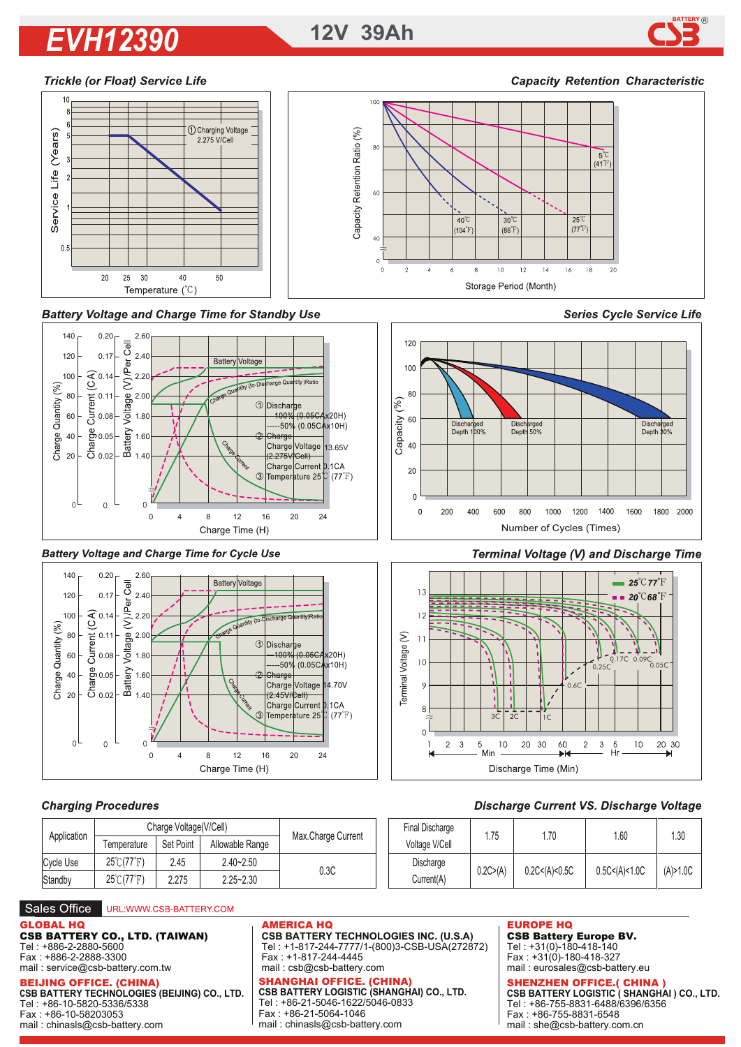# EVH12390

## 12V 39Ah

### Trickle (or Float) Service Life

Service Life (Years)
10
8
6
5
3
2
1
0.5
20 25 30 40 50
Temperature (℃)
① Charging Voltage 2.275 V/Cell

### Capacity Retention Characteristic

Capacity Retention Ratio (%)
100
80
60
40
0
0 2 4 6 8 10 12 14 16 18 20
Storage Period (Month)
5℃ (41℉)
40℃ (104℉)
30℃ (86℉)
25℃ (77℉)

### Battery Voltage and Charge Time for Standby Use

Charge Quantity (%) 140 120 100 80 60 40 20 0
Charge Current (CA) 0.20 0.17 0.14 0.11 0.08 0.05 0.02 0
Battery Voltage (V)/Per Cell 2.60 2.40 2.20 2.00 1.80 1.60 1.40 0
0 4 8 12 16 20 24
Charge Time (H)
Battery Voltage
Charge Quantity (to-Discharge Quantity)Ratio
Charge Current
① Discharge
—100% (0.05CAx20H)
-----50% (0.05CAx10H)
② Charge
Charge Voltage 13.65V (2.275V/Cell)
Charge Current 0.1CA
③ Temperature 25℃ (77℉)

### Series Cycle Service Life

Capacity (%)
120 100 80 60 40 20 0
0 200 400 600 800 1000 1200 1400 1600 1800 2000
Number of Cycles (Times)
Discharged Depth 100%
Discharged Depth 50%
Discharged Depth 30%

### Battery Voltage and Charge Time for Cycle Use

Charge Quantity (%) 140 120 100 80 60 40 20 0
Charge Current (CA) 0.20 0.17 0.14 0.11 0.08 0.05 0.02 0
Battery Voltage (V)/Per Cell 2.60 2.40 2.20 2.00 1.80 1.60 1.40 0
0 4 8 12 16 20 24
Charge Time (H)
Battery Voltage
Charge Quantity (to-Discharge Quantity)Ratio
Charge Current
① Discharge
—100% (0.05CAx20H)
-----50% (0.05CAx10H)
② Charge
Charge Voltage 14.70V (2.45V/Cell)
Charge Current 0.1CA
③ Temperature 25℃ (77℉)

### Terminal Voltage (V) and Discharge Time

Terminal Voltage (V)
13 12 11 10 9 8 0
1 2 3 5 10 20 30 60 2 3 5 10 20 30
Min Hr
Discharge Time (Min)
25℃77℉
20℃68℉
3C 2C 1C 0.6C 0.25C 0.17C 0.09C 0.05C

### Charging Procedures

| Application | Charge Voltage(V/Cell) | | | Max.Charge Current |
|---|---|---|---|---|
| | Temperature | Set Point | Allowable Range | |
| Cycle Use | 25℃(77℉) | 2.45 | 2.40~2.50 | 0.3C |
| Standby | 25℃(77℉) | 2.275 | 2.25~2.30 | |

### Discharge Current VS. Discharge Voltage

| Final Discharge Voltage V/Cell | 1.75 | 1.70 | 1.60 | 1.30 |
|---|---|---|---|---|
| Discharge Current(A) | 0.2C>(A) | 0.2C<(A)<0.5C | 0.5C<(A)<1.0C | (A)>1.0C |

**Sales Office** URL:WWW.CSB-BATTERY.COM

**GLOBAL HQ**
**CSB BATTERY CO., LTD. (TAIWAN)**
Tel : +886-2-2880-5600
Fax : +886-2-2888-3300
mail : service@csb-battery.com.tw

**BEIJING OFFICE. (CHINA)**
**CSB BATTERY TECHNOLOGIES (BEIJING) CO., LTD.**
Tel : +86-10-5820-5336/5338
Fax : +86-10-58203053
mail : chinasls@csb-battery.com

**AMERICA HQ**
**CSB BATTERY TECHNOLOGIES INC. (U.S.A)**
Tel : +1-817-244-7777/1-(800)3-CSB-USA(272872)
Fax : +1-817-244-4445
mail : csb@csb-battery.com

**SHANGHAI OFFICE. (CHINA)**
**CSB BATTERY LOGISTIC (SHANGHAI) CO., LTD.**
Tel : +86-21-5046-1622/5046-0833
Fax : +86-21-5064-1046
mail : chinasls@csb-battery.com

**EUROPE HQ**
**CSB Battery Europe BV.**
Tel : +31(0)-180-418-140
Fax : +31(0)-180-418-327
mail : eurosales@csb-battery.eu

**SHENZHEN OFFICE.( CHINA )**
**CSB BATTERY LOGISTIC ( SHANGHAI ) CO., LTD.**
Tel : +86-755-8831-6488/6396/6356
Fax : +86-755-8831-6548
mail : she@csb-battery.com.cn